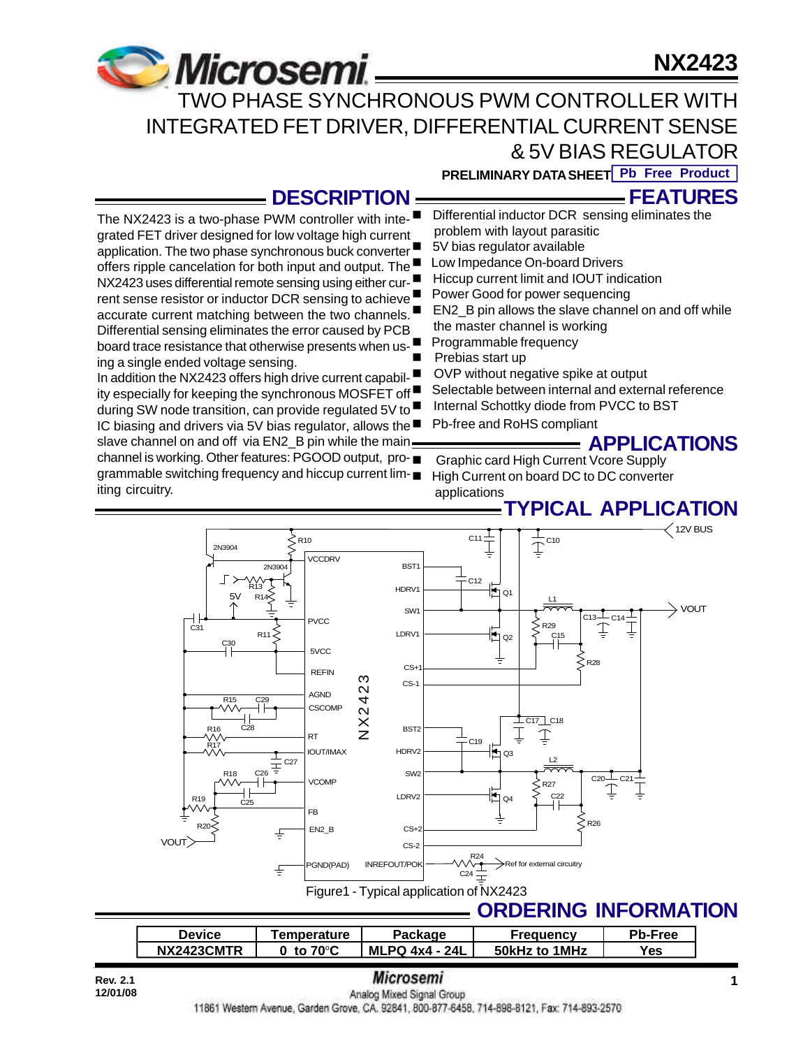# NX2423

## TWO PHASE SYNCHRONOUS PWM CONTROLLER WITH INTEGRATED FET DRIVER, DIFFERENTIAL CURRENT SENSE & 5V BIAS REGULATOR

**PRELIMINARY DATA SHEET** **Pb Free Product**

## DESCRIPTION

The NX2423 is a two-phase PWM controller with integrated FET driver designed for low voltage high current application. The two phase synchronous buck converter offers ripple cancelation for both input and output. The NX2423 uses differential remote sensing using either current sense resistor or inductor DCR sensing to achieve accurate current matching between the two channels. Differential sensing eliminates the error caused by PCB board trace resistance that otherwise presents when using a single ended voltage sensing.

In addition the NX2423 offers high drive current capability especially for keeping the synchronous MOSFET off during SW node transition, can provide regulated 5V to IC biasing and drivers via 5V bias regulator, allows the slave channel on and off via EN2_B pin while the main channel is working. Other features: PGOOD output, programmable switching frequency and hiccup current limiting circuitry.

## FEATURES

- Differential inductor DCR sensing eliminates the problem with layout parasitic
- 5V bias regulator available
- Low Impedance On-board Drivers
- Hiccup current limit and IOUT indication
- Power Good for power sequencing
- EN2_B pin allows the slave channel on and off while the master channel is working
- Programmable frequency
- Prebias start up
- OVP without negative spike at output
- Selectable between internal and external reference
- Internal Schottky diode from PVCC to BST
- Pb-free and RoHS compliant

## APPLICATIONS

- Graphic card High Current Vcore Supply
- High Current on board DC to DC converter applications

## TYPICAL APPLICATION

Figure1 - Typical application of NX2423

## ORDERING INFORMATION

| Device | Temperature | Package | Frequency | Pb-Free |
|---|---|---|---|---|
| NX2423CMTR | 0 to 70°C | MLPQ 4x4 - 24L | 50kHz to 1MHz | Yes |

Rev. 2.1
12/01/08

Microsemi
Analog Mixed Signal Group
11861 Western Avenue, Garden Grove, CA. 92841, 800-877-6458, 714-898-8121, Fax: 714-893-2570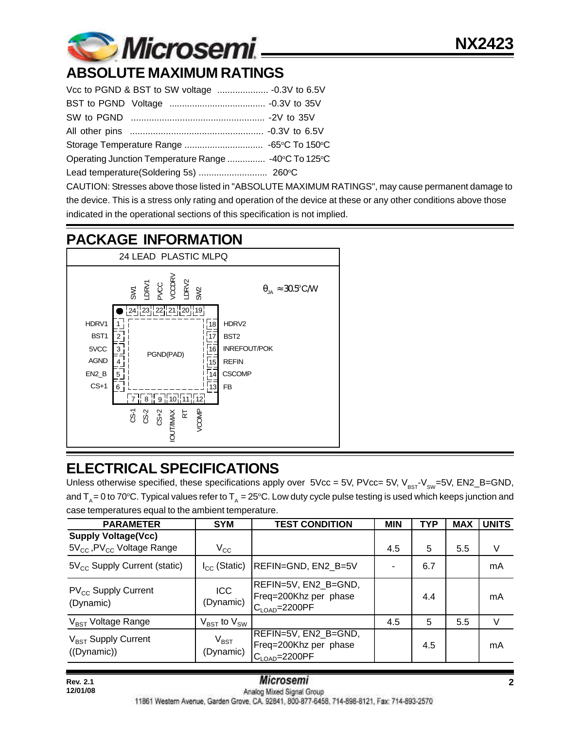## ABSOLUTE MAXIMUM RATINGS

Vcc to PGND & BST to SW voltage .................... -0.3V to 6.5V

BST to PGND Voltage ...................................... -0.3V to 35V

SW to PGND ..................................................... -2V to 35V

All other pins ..................................................... -0.3V to 6.5V

Storage Temperature Range ............................... -65°C To 150°C

Operating Junction Temperature Range ............... -40°C To 125°C

Lead temperature(Soldering 5s) ........................... 260°C

CAUTION: Stresses above those listed in "ABSOLUTE MAXIMUM RATINGS", may cause permanent damage to the device. This is a stress only rating and operation of the device at these or any other conditions above those indicated in the operational sections of this specification is not implied.

## PACKAGE INFORMATION

24 LEAD PLASTIC MLPQ

$\theta_{JA} \approx 30.5°C/W$

| Pin | Name | Pin | Name |
|---|---|---|---|
| 1 | HDRV1 | 13 | FB |
| 2 | BST1 | 14 | CSCOMP |
| 3 | 5VCC | 15 | REFIN |
| 4 | AGND | 16 | INREFOUT/POK |
| 5 | EN2_B | 17 | BST2 |
| 6 | CS+1 | 18 | HDRV2 |
| 7 | CS-1 | 19 | SW2 |
| 8 | CS-2 | 20 | LDRV2 |
| 9 | CS+2 | 21 | VCCDRV |
| 10 | IOUT/IMAX | 22 | PVCC |
| 11 | RT | 23 | LDRV1 |
| 12 | VCOMP | 24 | SW1 |
| PAD | PGND(PAD) | | |

## ELECTRICAL SPECIFICATIONS

Unless otherwise specified, these specifications apply over 5Vcc = 5V, PVcc= 5V, $V_{BST}$-$V_{SW}$=5V, EN2_B=GND, and $T_A$ = 0 to 70°C. Typical values refer to $T_A$ = 25°C. Low duty cycle pulse testing is used which keeps junction and case temperatures equal to the ambient temperature.

| PARAMETER | SYM | TEST CONDITION | MIN | TYP | MAX | UNITS |
|---|---|---|---|---|---|---|
| **Supply Voltage(Vcc)** | | | | | | |
| $5V_{CC}$ ,$PV_{CC}$ Voltage Range | $V_{CC}$ | | 4.5 | 5 | 5.5 | V |
| $5V_{CC}$ Supply Current (static) | $I_{CC}$ (Static) | REFIN=GND, EN2_B=5V | - | 6.7 | | mA |
| $PV_{CC}$ Supply Current (Dynamic) | ICC (Dynamic) | REFIN=5V, EN2_B=GND, Freq=200Khz per phase $C_{LOAD}$=2200PF | | 4.4 | | mA |
| $V_{BST}$ Voltage Range | $V_{BST}$ to $V_{SW}$ | | 4.5 | 5 | 5.5 | V |
| $V_{BST}$ Supply Current ((Dynamic)) | $V_{BST}$ (Dynamic) | REFIN=5V, EN2_B=GND, Freq=200Khz per phase $C_{LOAD}$=2200PF | | 4.5 | | mA |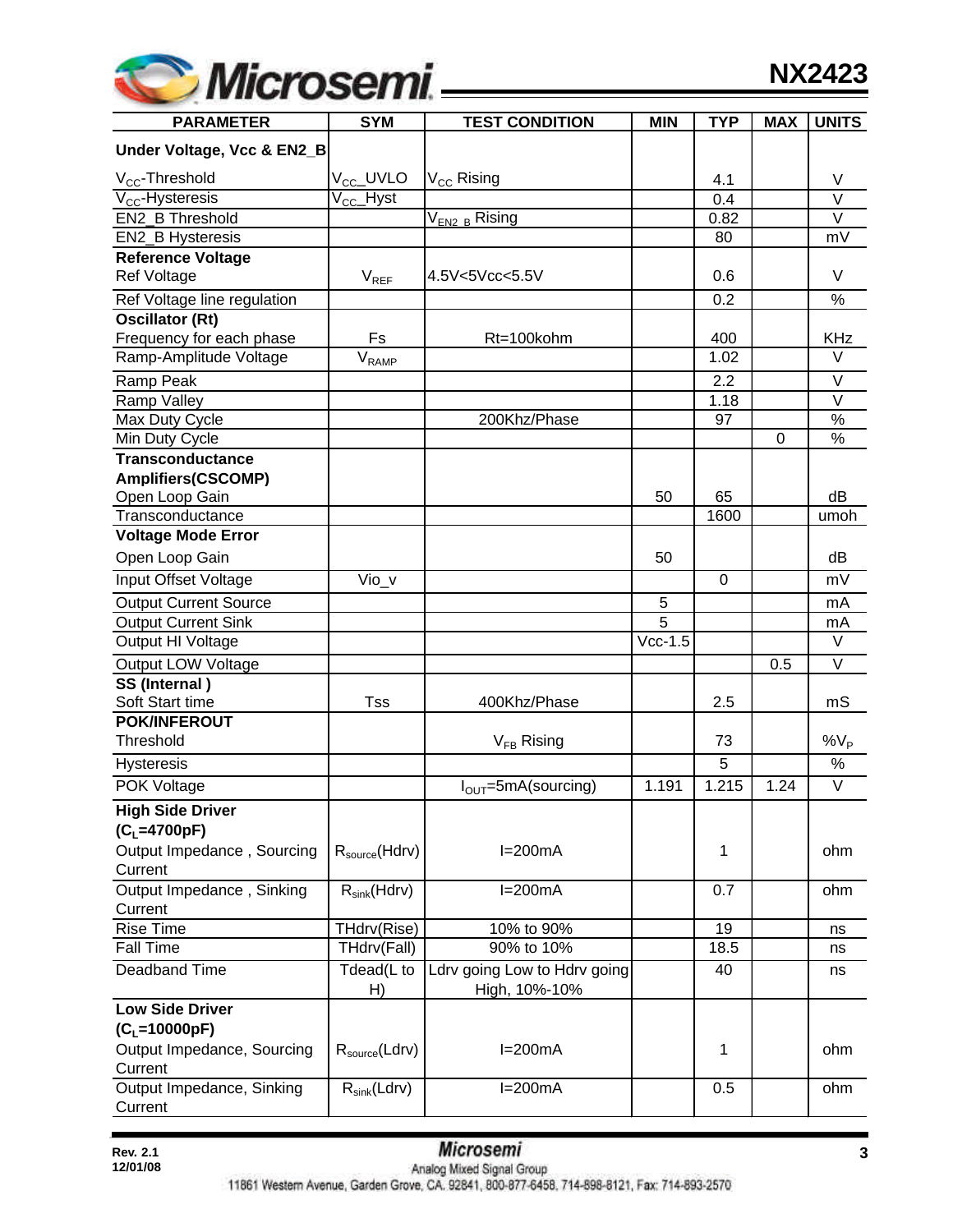| PARAMETER | SYM | TEST CONDITION | MIN | TYP | MAX | UNITS |
|---|---|---|---|---|---|---|
| **Under Voltage, Vcc & EN2_B** | | | | | | |
| $V_{CC}$-Threshold | $V_{CC}$_UVLO | $V_{CC}$ Rising | | 4.1 | | V |
| $V_{CC}$-Hysteresis | $V_{CC}$_Hyst | | | 0.4 | | V |
| EN2_B Threshold | | $V_{EN2\_B}$ Rising | | 0.82 | | V |
| EN2_B Hysteresis | | | | 80 | | mV |
| **Reference Voltage** | | | | | | |
| Ref Voltage | $V_{REF}$ | 4.5V<5Vcc<5.5V | | 0.6 | | V |
| Ref Voltage line regulation | | | | 0.2 | | % |
| **Oscillator (Rt)** | | | | | | |
| Frequency for each phase | Fs | Rt=100kohm | | 400 | | KHz |
| Ramp-Amplitude Voltage | $V_{RAMP}$ | | | 1.02 | | V |
| Ramp Peak | | | | 2.2 | | V |
| Ramp Valley | | | | 1.18 | | V |
| Max Duty Cycle | | 200Khz/Phase | | 97 | | % |
| Min Duty Cycle | | | | | 0 | % |
| **Transconductance Amplifiers(CSCOMP)** | | | | | | |
| Open Loop Gain | | | 50 | 65 | | dB |
| Transconductance | | | | 1600 | | umoh |
| **Voltage Mode Error** | | | | | | |
| Open Loop Gain | | | 50 | | | dB |
| Input Offset Voltage | Vio_v | | | 0 | | mV |
| Output Current Source | | | 5 | | | mA |
| Output Current Sink | | | 5 | | | mA |
| Output HI Voltage | | | Vcc-1.5 | | | V |
| Output LOW Voltage | | | | | 0.5 | V |
| **SS (Internal )** | | | | | | |
| Soft Start time | Tss | 400Khz/Phase | | 2.5 | | mS |
| **POK/INFEROUT** | | | | | | |
| Threshold | | $V_{FB}$ Rising | | 73 | | $\%V_P$ |
| Hysteresis | | | | 5 | | % |
| POK Voltage | | $I_{OUT}$=5mA(sourcing) | 1.191 | 1.215 | 1.24 | V |
| **High Side Driver ($C_L$=4700pF)** | | | | | | |
| Output Impedance , Sourcing Current | $R_{source}$(Hdrv) | I=200mA | | 1 | | ohm |
| Output Impedance , Sinking Current | $R_{sink}$(Hdrv) | I=200mA | | 0.7 | | ohm |
| Rise Time | THdrv(Rise) | 10% to 90% | | 19 | | ns |
| Fall Time | THdrv(Fall) | 90% to 10% | | 18.5 | | ns |
| Deadband Time | Tdead(L to H) | Ldrv going Low to Hdrv going High, 10%-10% | | 40 | | ns |
| **Low Side Driver ($C_L$=10000pF)** | | | | | | |
| Output Impedance, Sourcing Current | $R_{source}$(Ldrv) | I=200mA | | 1 | | ohm |
| Output Impedance, Sinking Current | $R_{sink}$(Ldrv) | I=200mA | | 0.5 | | ohm |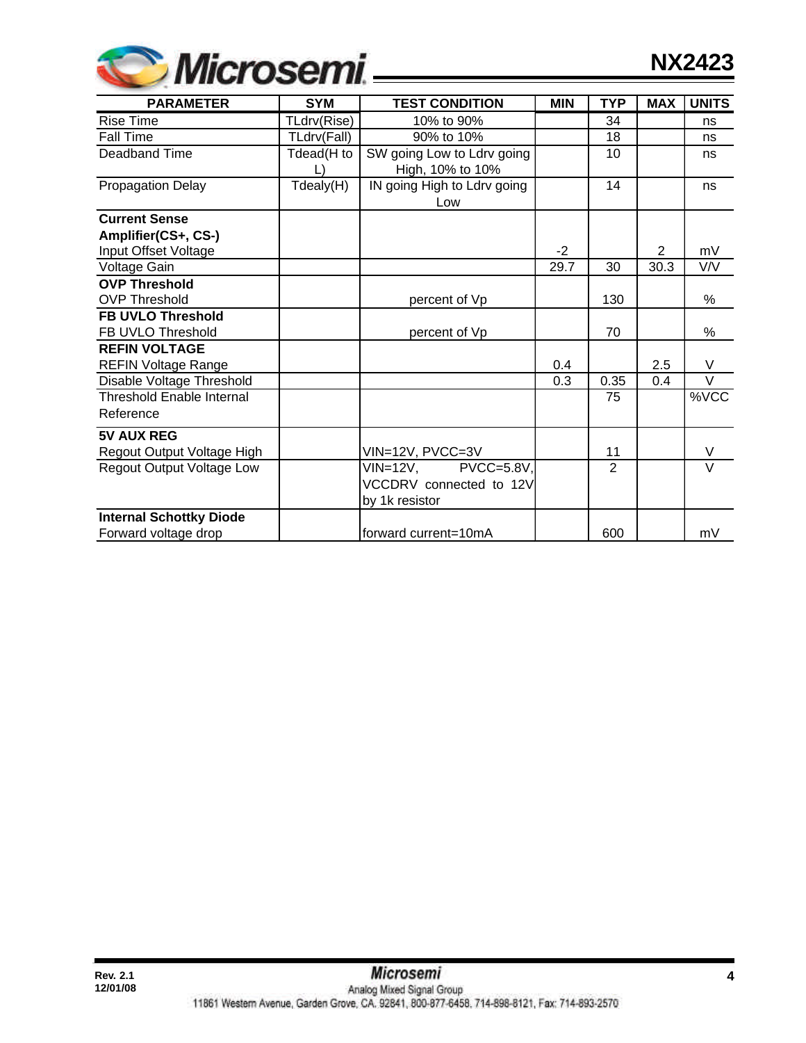| PARAMETER | SYM | TEST CONDITION | MIN | TYP | MAX | UNITS |
|---|---|---|---|---|---|---|
| Rise Time | TLdrv(Rise) | 10% to 90% | | 34 | | ns |
| Fall Time | TLdrv(Fall) | 90% to 10% | | 18 | | ns |
| Deadband Time | Tdead(H to L) | SW going Low to Ldrv going High, 10% to 10% | | 10 | | ns |
| Propagation Delay | Tdealy(H) | IN going High to Ldrv going Low | | 14 | | ns |
| **Current Sense Amplifier(CS+, CS-)** Input Offset Voltage | | | -2 | | 2 | mV |
| Voltage Gain | | | 29.7 | 30 | 30.3 | V/V |
| **OVP Threshold** OVP Threshold | | percent of Vp | | 130 | | % |
| **FB UVLO Threshold** FB UVLO Threshold | | percent of Vp | | 70 | | % |
| **REFIN VOLTAGE** REFIN Voltage Range | | | 0.4 | | 2.5 | V |
| Disable Voltage Threshold | | | 0.3 | 0.35 | 0.4 | V |
| Threshold Enable Internal Reference | | | | 75 | | %VCC |
| **5V AUX REG** Regout Output Voltage High | | VIN=12V, PVCC=3V | | 11 | | V |
| Regout Output Voltage Low | | VIN=12V, PVCC=5.8V, VCCDRV connected to 12V by 1k resistor | | 2 | | V |
| **Internal Schottky Diode** Forward voltage drop | | forward current=10mA | | 600 | | mV |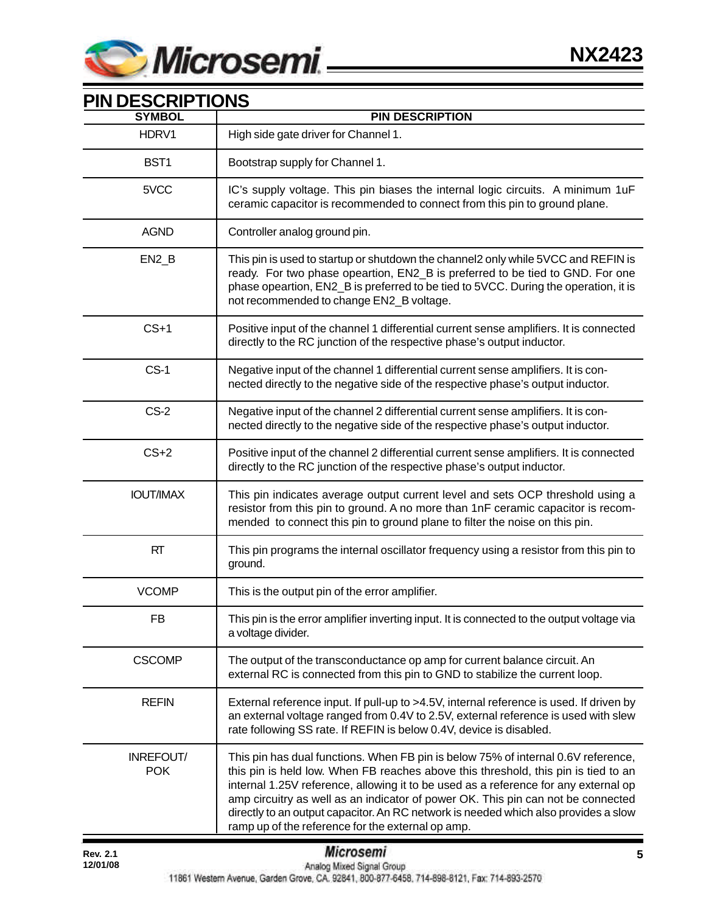## PIN DESCRIPTIONS

| SYMBOL | PIN DESCRIPTION |
|---|---|
| HDRV1 | High side gate driver for Channel 1. |
| BST1 | Bootstrap supply for Channel 1. |
| 5VCC | IC's supply voltage. This pin biases the internal logic circuits. A minimum 1uF ceramic capacitor is recommended to connect from this pin to ground plane. |
| AGND | Controller analog ground pin. |
| EN2_B | This pin is used to startup or shutdown the channel2 only while 5VCC and REFIN is ready. For two phase opeartion, EN2_B is preferred to be tied to GND. For one phase opeartion, EN2_B is preferred to be tied to 5VCC. During the operation, it is not recommended to change EN2_B voltage. |
| CS+1 | Positive input of the channel 1 differential current sense amplifiers. It is connected directly to the RC junction of the respective phase's output inductor. |
| CS-1 | Negative input of the channel 1 differential current sense amplifiers. It is connected directly to the negative side of the respective phase's output inductor. |
| CS-2 | Negative input of the channel 2 differential current sense amplifiers. It is connected directly to the negative side of the respective phase's output inductor. |
| CS+2 | Positive input of the channel 2 differential current sense amplifiers. It is connected directly to the RC junction of the respective phase's output inductor. |
| IOUT/IMAX | This pin indicates average output current level and sets OCP threshold using a resistor from this pin to ground. A no more than 1nF ceramic capacitor is recommended to connect this pin to ground plane to filter the noise on this pin. |
| RT | This pin programs the internal oscillator frequency using a resistor from this pin to ground. |
| VCOMP | This is the output pin of the error amplifier. |
| FB | This pin is the error amplifier inverting input. It is connected to the output voltage via a voltage divider. |
| CSCOMP | The output of the transconductance op amp for current balance circuit. An external RC is connected from this pin to GND to stabilize the current loop. |
| REFIN | External reference input. If pull-up to >4.5V, internal reference is used. If driven by an external voltage ranged from 0.4V to 2.5V, external reference is used with slew rate following SS rate. If REFIN is below 0.4V, device is disabled. |
| INREFOUT/ POK | This pin has dual functions. When FB pin is below 75% of internal 0.6V reference, this pin is held low. When FB reaches above this threshold, this pin is tied to an internal 1.25V reference, allowing it to be used as a reference for any external op amp circuitry as well as an indicator of power OK. This pin can not be connected directly to an output capacitor. An RC network is needed which also provides a slow ramp up of the reference for the external op amp. |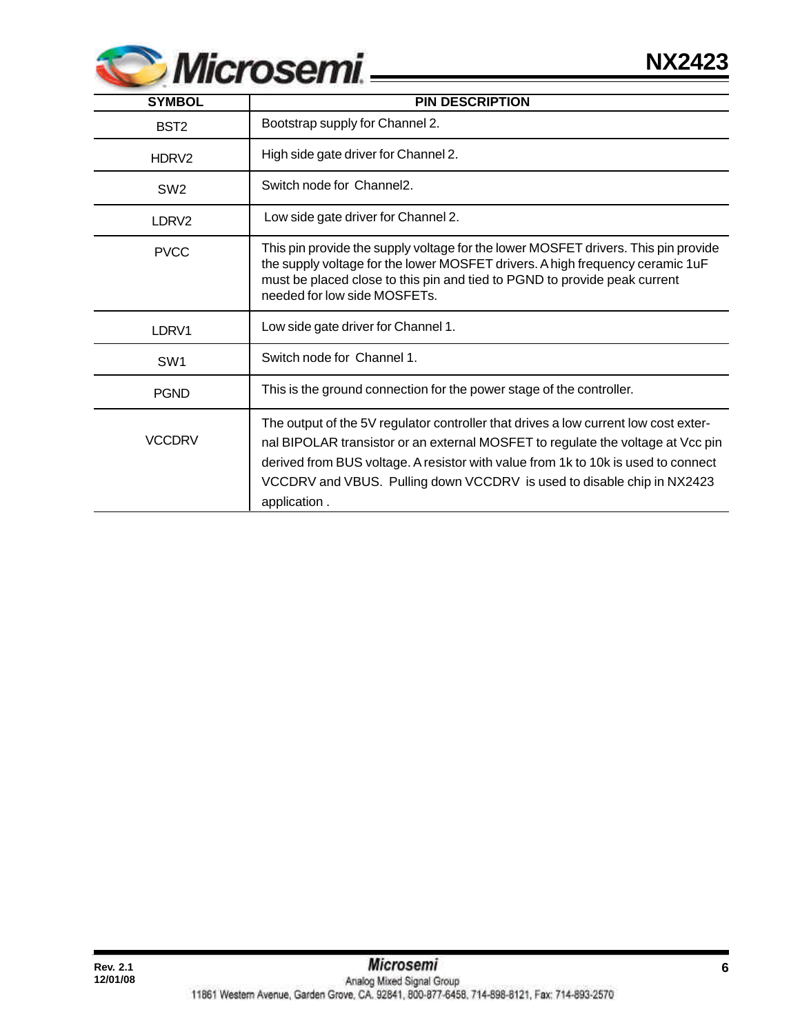| SYMBOL | PIN DESCRIPTION |
|---|---|
| BST2 | Bootstrap supply for Channel 2. |
| HDRV2 | High side gate driver for Channel 2. |
| SW2 | Switch node for Channel2. |
| LDRV2 | Low side gate driver for Channel 2. |
| PVCC | This pin provide the supply voltage for the lower MOSFET drivers. This pin provide the supply voltage for the lower MOSFET drivers. A high frequency ceramic 1uF must be placed close to this pin and tied to PGND to provide peak current needed for low side MOSFETs. |
| LDRV1 | Low side gate driver for Channel 1. |
| SW1 | Switch node for Channel 1. |
| PGND | This is the ground connection for the power stage of the controller. |
| VCCDRV | The output of the 5V regulator controller that drives a low current low cost external BIPOLAR transistor or an external MOSFET to regulate the voltage at Vcc pin derived from BUS voltage. A resistor with value from 1k to 10k is used to connect VCCDRV and VBUS. Pulling down VCCDRV is used to disable chip in NX2423 application . |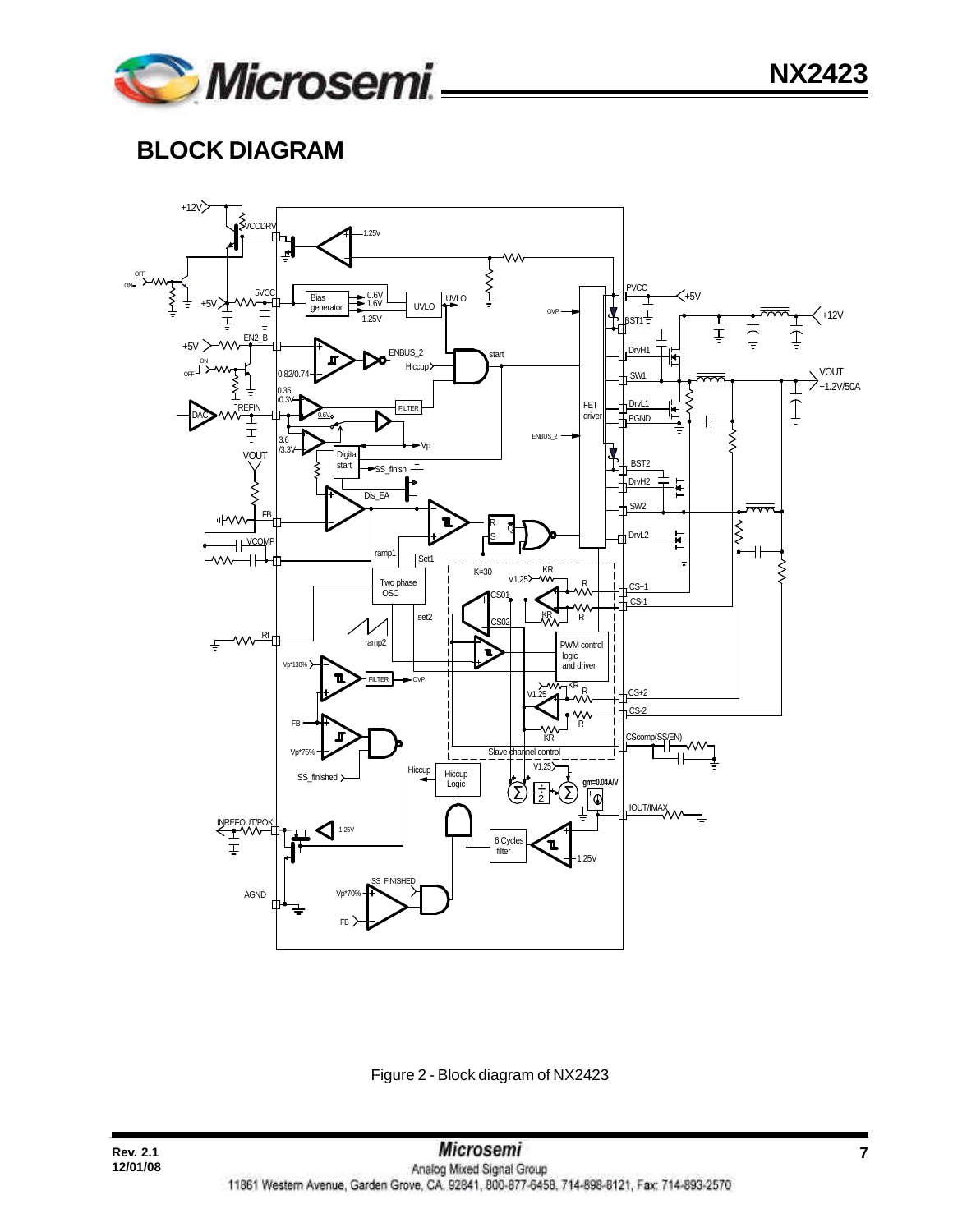## BLOCK DIAGRAM

Figure 2 - Block diagram of NX2423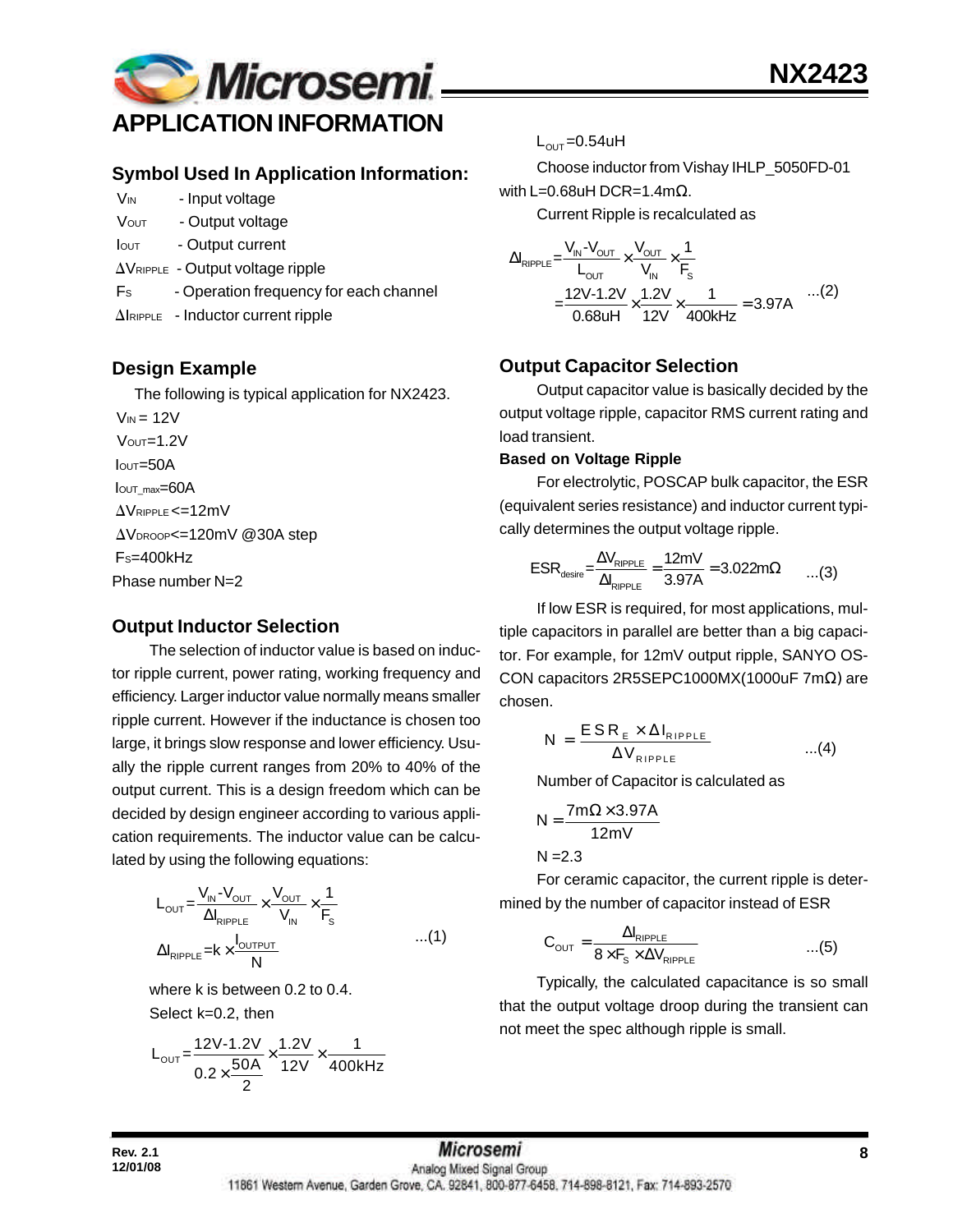# APPLICATION INFORMATION

## Symbol Used In Application Information:

$V_{IN}$ - Input voltage

$V_{OUT}$ - Output voltage

$I_{OUT}$ - Output current

$\Delta V_{RIPPLE}$ - Output voltage ripple

$F_S$ - Operation frequency for each channel

$\Delta I_{RIPPLE}$ - Inductor current ripple

## Design Example

The following is typical application for NX2423.

$V_{IN} = 12V$

$V_{OUT}=1.2V$

$I_{OUT}=50A$

$I_{OUT\_max}=60A$

$\Delta V_{RIPPLE}<=12mV$

$\Delta V_{DROOP}<=120mV$ @30A step

$F_S=400kHz$

Phase number N=2

## Output Inductor Selection

The selection of inductor value is based on inductor ripple current, power rating, working frequency and efficiency. Larger inductor value normally means smaller ripple current. However if the inductance is chosen too large, it brings slow response and lower efficiency. Usually the ripple current ranges from 20% to 40% of the output current. This is a design freedom which can be decided by design engineer according to various application requirements. The inductor value can be calculated by using the following equations:

$$L_{OUT}=\frac{V_{IN}-V_{OUT}}{\Delta I_{RIPPLE}}\times\frac{V_{OUT}}{V_{IN}}\times\frac{1}{F_S}$$

$$\Delta I_{RIPPLE}=k\times\frac{I_{OUTPUT}}{N} \quad ...(1)$$

where k is between 0.2 to 0.4.

Select k=0.2, then

$$L_{OUT}=\frac{12V-1.2V}{0.2\times\frac{50A}{2}}\times\frac{1.2V}{12V}\times\frac{1}{400kHz}$$

$L_{OUT}=0.54uH$

Choose inductor from Vishay IHLP_5050FD-01 with L=0.68uH DCR=1.4mΩ.

Current Ripple is recalculated as

$$\Delta I_{RIPPLE}=\frac{V_{IN}-V_{OUT}}{L_{OUT}}\times\frac{V_{OUT}}{V_{IN}}\times\frac{1}{F_S}$$

$$=\frac{12V-1.2V}{0.68uH}\times\frac{1.2V}{12V}\times\frac{1}{400kHz}=3.97A \quad ...(2)$$

## Output Capacitor Selection

Output capacitor value is basically decided by the output voltage ripple, capacitor RMS current rating and load transient.

**Based on Voltage Ripple**

For electrolytic, POSCAP bulk capacitor, the ESR (equivalent series resistance) and inductor current typically determines the output voltage ripple.

$$ESR_{desire}=\frac{\Delta V_{RIPPLE}}{\Delta I_{RIPPLE}}=\frac{12mV}{3.97A}=3.022m\Omega \quad ...(3)$$

If low ESR is required, for most applications, multiple capacitors in parallel are better than a big capacitor. For example, for 12mV output ripple, SANYO OSCON capacitors 2R5SEPC1000MX(1000uF 7mΩ) are chosen.

$$N=\frac{ESR_E\times\Delta I_{RIPPLE}}{\Delta V_{RIPPLE}} \quad ...(4)$$

Number of Capacitor is calculated as

$$N=\frac{7m\Omega\times 3.97A}{12mV}$$

$N=2.3$

For ceramic capacitor, the current ripple is determined by the number of capacitor instead of ESR

$$C_{OUT}=\frac{\Delta I_{RIPPLE}}{8\times F_S\times\Delta V_{RIPPLE}} \quad ...(5)$$

Typically, the calculated capacitance is so small that the output voltage droop during the transient can not meet the spec although ripple is small.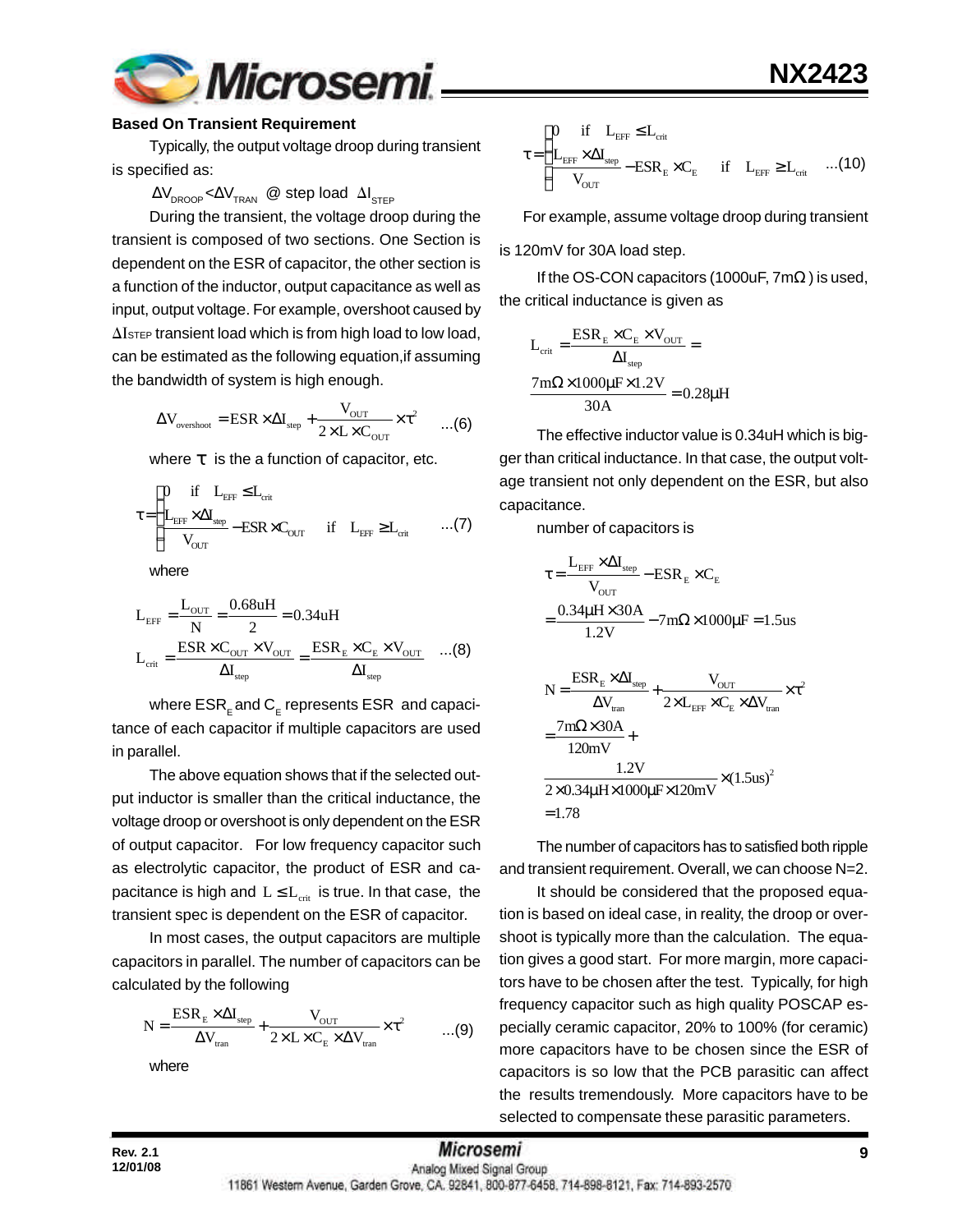**Based On Transient Requirement**

Typically, the output voltage droop during transient is specified as:

$\Delta V_{DROOP} < \Delta V_{TRAN}$ @ step load $\Delta I_{STEP}$

During the transient, the voltage droop during the transient is composed of two sections. One Section is dependent on the ESR of capacitor, the other section is a function of the inductor, output capacitance as well as input, output voltage. For example, overshoot caused by $\Delta I_{STEP}$ transient load which is from high load to low load, can be estimated as the following equation,if assuming the bandwidth of system is high enough.

$$\Delta V_{overshoot} = ESR \times \Delta I_{step} + \frac{V_{OUT}}{2 \times L \times C_{OUT}} \times \tau^2 \quad ...(6)$$

where $\tau$ is the a function of capacitor, etc.

$$\tau = \begin{cases} 0 & \text{if} \quad L_{EFF} \leq L_{crit} \\ \frac{L_{EFF} \times \Delta I_{step}}{V_{OUT}} - ESR \times C_{OUT} & \text{if} \quad L_{EFF} \geq L_{crit} \end{cases} \quad ...(7)$$

where

$$L_{EFF} = \frac{L_{OUT}}{N} = \frac{0.68uH}{2} = 0.34uH$$

$$L_{crit} = \frac{ESR \times C_{OUT} \times V_{OUT}}{\Delta I_{step}} = \frac{ESR_E \times C_E \times V_{OUT}}{\Delta I_{step}} \quad ...(8)$$

where $ESR_E$ and $C_E$ represents ESR and capacitance of each capacitor if multiple capacitors are used in parallel.

The above equation shows that if the selected output inductor is smaller than the critical inductance, the voltage droop or overshoot is only dependent on the ESR of output capacitor. For low frequency capacitor such as electrolytic capacitor, the product of ESR and capacitance is high and $L \leq L_{crit}$ is true. In that case, the transient spec is dependent on the ESR of capacitor.

In most cases, the output capacitors are multiple capacitors in parallel. The number of capacitors can be calculated by the following

$$N = \frac{ESR_E \times \Delta I_{step}}{\Delta V_{tran}} + \frac{V_{OUT}}{2 \times L \times C_E \times \Delta V_{tran}} \times \tau^2 \quad ...(9)$$

where

$$\tau = \begin{cases} 0 & \text{if} \quad L_{EFF} \leq L_{crit} \\ \frac{L_{EFF} \times \Delta I_{step}}{V_{OUT}} - ESR_E \times C_E & \text{if} \quad L_{EFF} \geq L_{crit} \end{cases} \quad ...(10)$$

For example, assume voltage droop during transient is 120mV for 30A load step.

If the OS-CON capacitors (1000uF, 7mΩ) is used, the critical inductance is given as

$$L_{crit} = \frac{ESR_E \times C_E \times V_{OUT}}{\Delta I_{step}} = \frac{7m\Omega \times 1000\mu F \times 1.2V}{30A} = 0.28\mu H$$

The effective inductor value is 0.34uH which is bigger than critical inductance. In that case, the output voltage transient not only dependent on the ESR, but also capacitance.

number of capacitors is

$$\tau = \frac{L_{EFF} \times \Delta I_{step}}{V_{OUT}} - ESR_E \times C_E$$
$$= \frac{0.34\mu H \times 30A}{1.2V} - 7m\Omega \times 1000\mu F = 1.5us$$

$$N = \frac{ESR_E \times \Delta I_{step}}{\Delta V_{tran}} + \frac{V_{OUT}}{2 \times L_{EFF} \times C_E \times \Delta V_{tran}} \times \tau^2$$
$$= \frac{7m\Omega \times 30A}{120mV} + \frac{1.2V}{2 \times 0.34\mu H \times 1000\mu F \times 120mV} \times (1.5us)^2$$
$$= 1.78$$

The number of capacitors has to satisfied both ripple and transient requirement. Overall, we can choose N=2.

It should be considered that the proposed equation is based on ideal case, in reality, the droop or overshoot is typically more than the calculation. The equation gives a good start. For more margin, more capacitors have to be chosen after the test. Typically, for high frequency capacitor such as high quality POSCAP especially ceramic capacitor, 20% to 100% (for ceramic) more capacitors have to be chosen since the ESR of capacitors is so low that the PCB parasitic can affect the results tremendously. More capacitors have to be selected to compensate these parasitic parameters.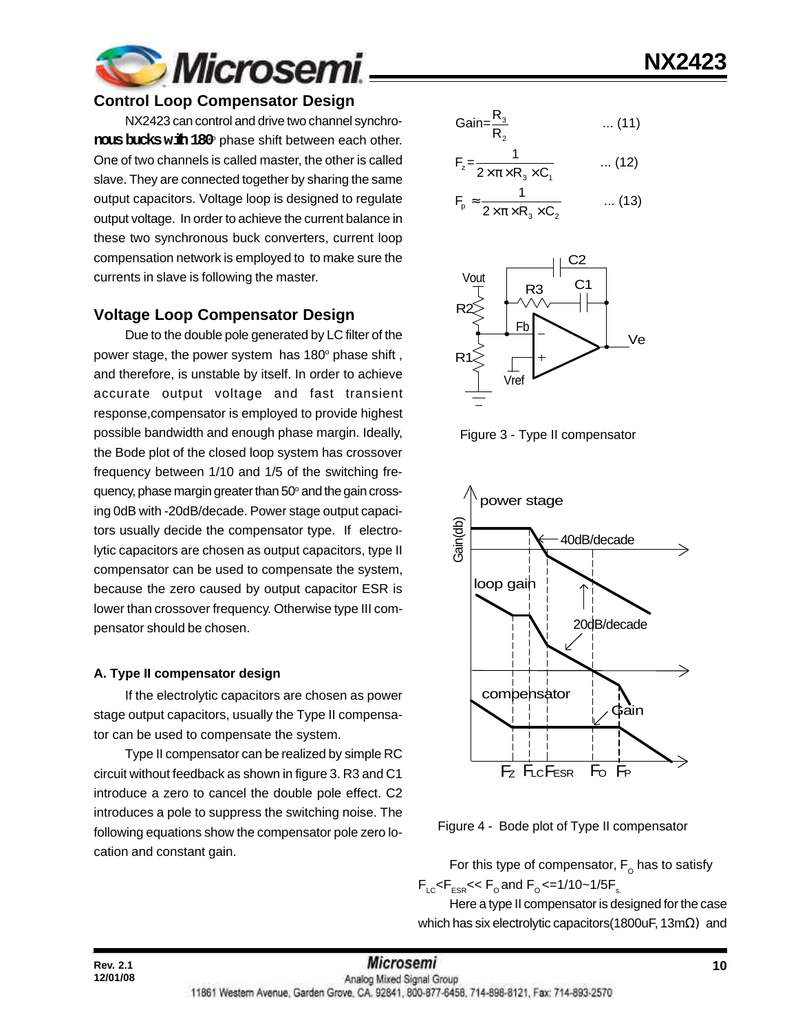## Control Loop Compensator Design

NX2423 can control and drive two channel synchronous bucks with 180° phase shift between each other. One of two channels is called master, the other is called slave. They are connected together by sharing the same output capacitors. Voltage loop is designed to regulate output voltage. In order to achieve the current balance in these two synchronous buck converters, current loop compensation network is employed to to make sure the currents in slave is following the master.

## Voltage Loop Compensator Design

Due to the double pole generated by LC filter of the power stage, the power system has 180° phase shift , and therefore, is unstable by itself. In order to achieve accurate output voltage and fast transient response,compensator is employed to provide highest possible bandwidth and enough phase margin. Ideally, the Bode plot of the closed loop system has crossover frequency between 1/10 and 1/5 of the switching frequency, phase margin greater than 50° and the gain crossing 0dB with -20dB/decade. Power stage output capacitors usually decide the compensator type. If electrolytic capacitors are chosen as output capacitors, type II compensator can be used to compensate the system, because the zero caused by output capacitor ESR is lower than crossover frequency. Otherwise type III compensator should be chosen.

### A. Type II compensator design

If the electrolytic capacitors are chosen as power stage output capacitors, usually the Type II compensator can be used to compensate the system.

Type II compensator can be realized by simple RC circuit without feedback as shown in figure 3. R3 and C1 introduce a zero to cancel the double pole effect. C2 introduces a pole to suppress the switching noise. The following equations show the compensator pole zero location and constant gain.

$$\text{Gain} = \frac{R_3}{R_2} \qquad \text{... (11)}$$

$$F_z = \frac{1}{2 \times \pi \times R_3 \times C_1} \qquad \text{... (12)}$$

$$F_p \approx \frac{1}{2 \times \pi \times R_3 \times C_2} \qquad \text{... (13)}$$

Figure 3 - Type II compensator

Figure 4 - Bode plot of Type II compensator

For this type of compensator, $F_O$ has to satisfy $F_{LC} < F_{ESR} << F_O$ and $F_O <= 1/10 \sim 1/5 F_s$.

Here a type II compensator is designed for the case which has six electrolytic capacitors(1800uF, 13mΩ) and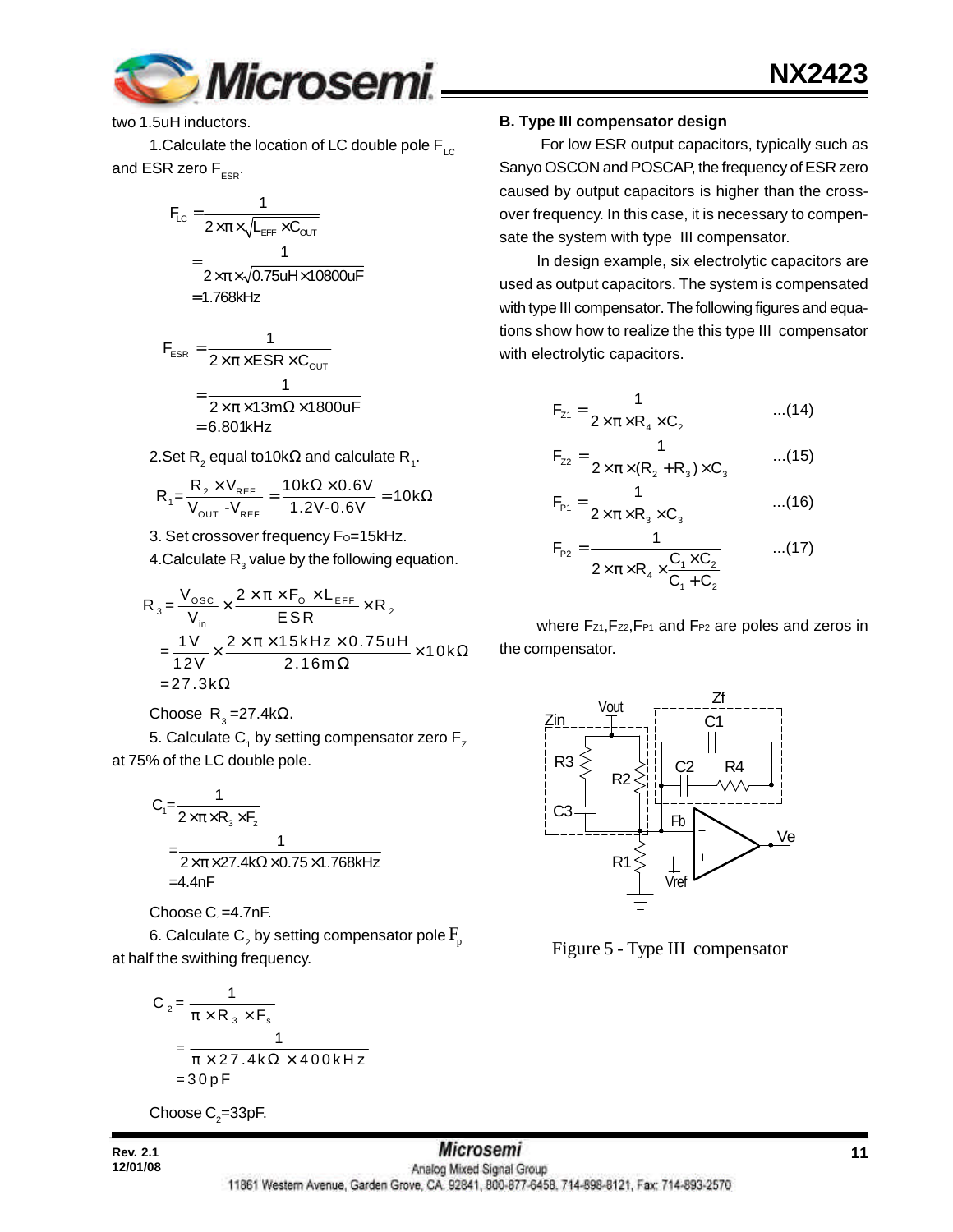two 1.5uH inductors.

1.Calculate the location of LC double pole $F_{LC}$ and ESR zero $F_{ESR}$.

$$F_{LC} = \frac{1}{2\times\pi\times\sqrt{L_{EFF}\times C_{OUT}}} = \frac{1}{2\times\pi\times\sqrt{0.75uH\times10800uF}} = 1.768kHz$$

$$F_{ESR} = \frac{1}{2\times\pi\times ESR\times C_{OUT}} = \frac{1}{2\times\pi\times13m\Omega\times1800uF} = 6.801kHz$$

2.Set $R_2$ equal to10kΩ and calculate $R_1$.

$$R_1 = \frac{R_2\times V_{REF}}{V_{OUT}-V_{REF}} = \frac{10k\Omega\times0.6V}{1.2V-0.6V} = 10k\Omega$$

3. Set crossover frequency $F_O$=15kHz.

4.Calculate $R_3$ value by the following equation.

$$R_3 = \frac{V_{OSC}}{V_{in}}\times\frac{2\times\pi\times F_O\times L_{EFF}}{ESR}\times R_2 = \frac{1V}{12V}\times\frac{2\times\pi\times15kHz\times0.75uH}{2.16m\Omega}\times10k\Omega = 27.3k\Omega$$

Choose $R_3$ =27.4kΩ.

5. Calculate $C_1$ by setting compensator zero $F_Z$ at 75% of the LC double pole.

$$C_1 = \frac{1}{2\times\pi\times R_3\times F_z} = \frac{1}{2\times\pi\times27.4k\Omega\times0.75\times1.768kHz} = 4.4nF$$

Choose $C_1$=4.7nF.

6. Calculate $C_2$ by setting compensator pole $F_p$ at half the swithing frequency.

$$C_2 = \frac{1}{\pi\times R_3\times F_s} = \frac{1}{\pi\times27.4k\Omega\times400kHz} = 30pF$$

Choose $C_2$=33pF.

**B. Type III compensator design**

For low ESR output capacitors, typically such as Sanyo OSCON and POSCAP, the frequency of ESR zero caused by output capacitors is higher than the crossover frequency. In this case, it is necessary to compensate the system with type III compensator.

In design example, six electrolytic capacitors are used as output capacitors. The system is compensated with type III compensator. The following figures and equations show how to realize the this type III compensator with electrolytic capacitors.

$$F_{Z1} = \frac{1}{2\times\pi\times R_4\times C_2} \quad ...(14)$$

$$F_{Z2} = \frac{1}{2\times\pi\times(R_2+R_3)\times C_3} \quad ...(15)$$

$$F_{P1} = \frac{1}{2\times\pi\times R_3\times C_3} \quad ...(16)$$

$$F_{P2} = \frac{1}{2\times\pi\times R_4\times\frac{C_1\times C_2}{C_1+C_2}} \quad ...(17)$$

where $F_{Z1}$,$F_{Z2}$,$F_{P1}$ and $F_{P2}$ are poles and zeros in the compensator.

Figure 5 - Type III compensator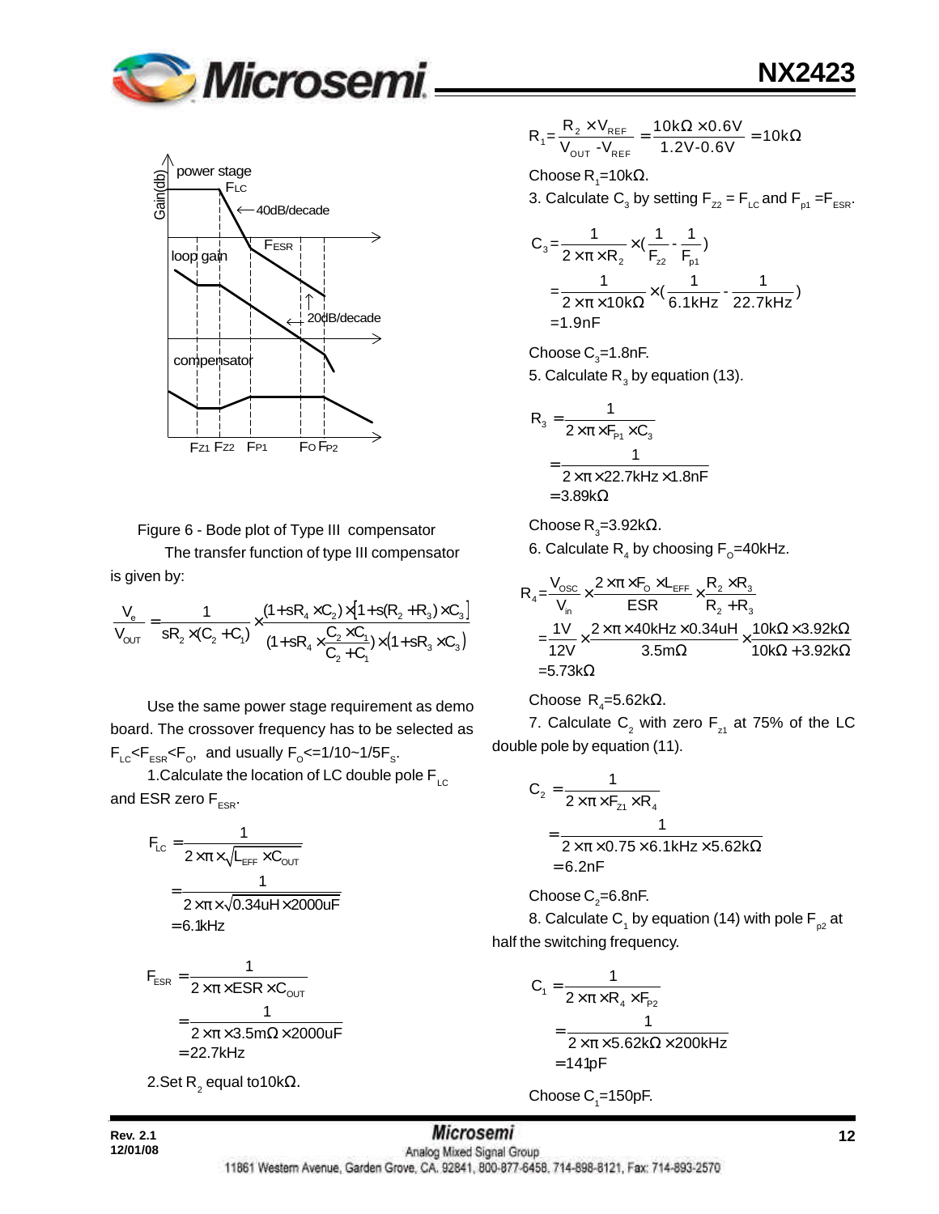Figure 6 - Bode plot of Type III compensator

The transfer function of type III compensator is given by:

$$\frac{V_e}{V_{OUT}} = \frac{1}{sR_2 \times (C_2 + C_1)} \times \frac{(1+sR_4 \times C_2) \times [1+s(R_2+R_3) \times C_3]}{(1+sR_4 \times \frac{C_2 \times C_1}{C_2+C_1}) \times (1+sR_3 \times C_3)}$$

Use the same power stage requirement as demo board. The crossover frequency has to be selected as $F_{LC}<F_{ESR}<F_O$, and usually $F_O<=1/10\sim1/5F_S$.

1.Calculate the location of LC double pole $F_{LC}$ and ESR zero $F_{ESR}$.

$$F_{LC} = \frac{1}{2 \times \pi \times \sqrt{L_{EFF} \times C_{OUT}}}$$
$$= \frac{1}{2 \times \pi \times \sqrt{0.34uH \times 2000uF}}$$
$$= 6.1kHz$$

$$F_{ESR} = \frac{1}{2 \times \pi \times ESR \times C_{OUT}}$$
$$= \frac{1}{2 \times \pi \times 3.5m\Omega \times 2000uF}$$
$$= 22.7kHz$$

2.Set $R_2$ equal to10kΩ.

$$R_1 = \frac{R_2 \times V_{REF}}{V_{OUT} - V_{REF}} = \frac{10k\Omega \times 0.6V}{1.2V - 0.6V} = 10k\Omega$$

Choose $R_1$=10kΩ.

3. Calculate $C_3$ by setting $F_{z2} = F_{LC}$ and $F_{p1} = F_{ESR}$.

$$C_3 = \frac{1}{2 \times \pi \times R_2} \times (\frac{1}{F_{z2}} - \frac{1}{F_{p1}})$$
$$= \frac{1}{2 \times \pi \times 10k\Omega} \times (\frac{1}{6.1kHz} - \frac{1}{22.7kHz})$$
$$= 1.9nF$$

Choose $C_3$=1.8nF.

5. Calculate $R_3$ by equation (13).

$$R_3 = \frac{1}{2 \times \pi \times F_{P1} \times C_3}$$
$$= \frac{1}{2 \times \pi \times 22.7kHz \times 1.8nF}$$
$$= 3.89k\Omega$$

Choose $R_3$=3.92kΩ.

6. Calculate $R_4$ by choosing $F_O$=40kHz.

$$R_4 = \frac{V_{OSC}}{V_{in}} \times \frac{2 \times \pi \times F_O \times L_{EFF}}{ESR} \times \frac{R_2 \times R_3}{R_2 + R_3}$$
$$= \frac{1V}{12V} \times \frac{2 \times \pi \times 40kHz \times 0.34uH}{3.5m\Omega} \times \frac{10k\Omega \times 3.92k\Omega}{10k\Omega + 3.92k\Omega}$$
$$= 5.73k\Omega$$

Choose $R_4$=5.62kΩ.

7. Calculate $C_2$ with zero $F_{z1}$ at 75% of the LC double pole by equation (11).

$$C_2 = \frac{1}{2 \times \pi \times F_{Z1} \times R_4}$$
$$= \frac{1}{2 \times \pi \times 0.75 \times 6.1kHz \times 5.62k\Omega}$$
$$= 6.2nF$$

Choose $C_2$=6.8nF.

8. Calculate $C_1$ by equation (14) with pole $F_{p2}$ at half the switching frequency.

$$C_1 = \frac{1}{2 \times \pi \times R_4 \times F_{P2}}$$
$$= \frac{1}{2 \times \pi \times 5.62k\Omega \times 200kHz}$$
$$= 141pF$$

Choose $C_1$=150pF.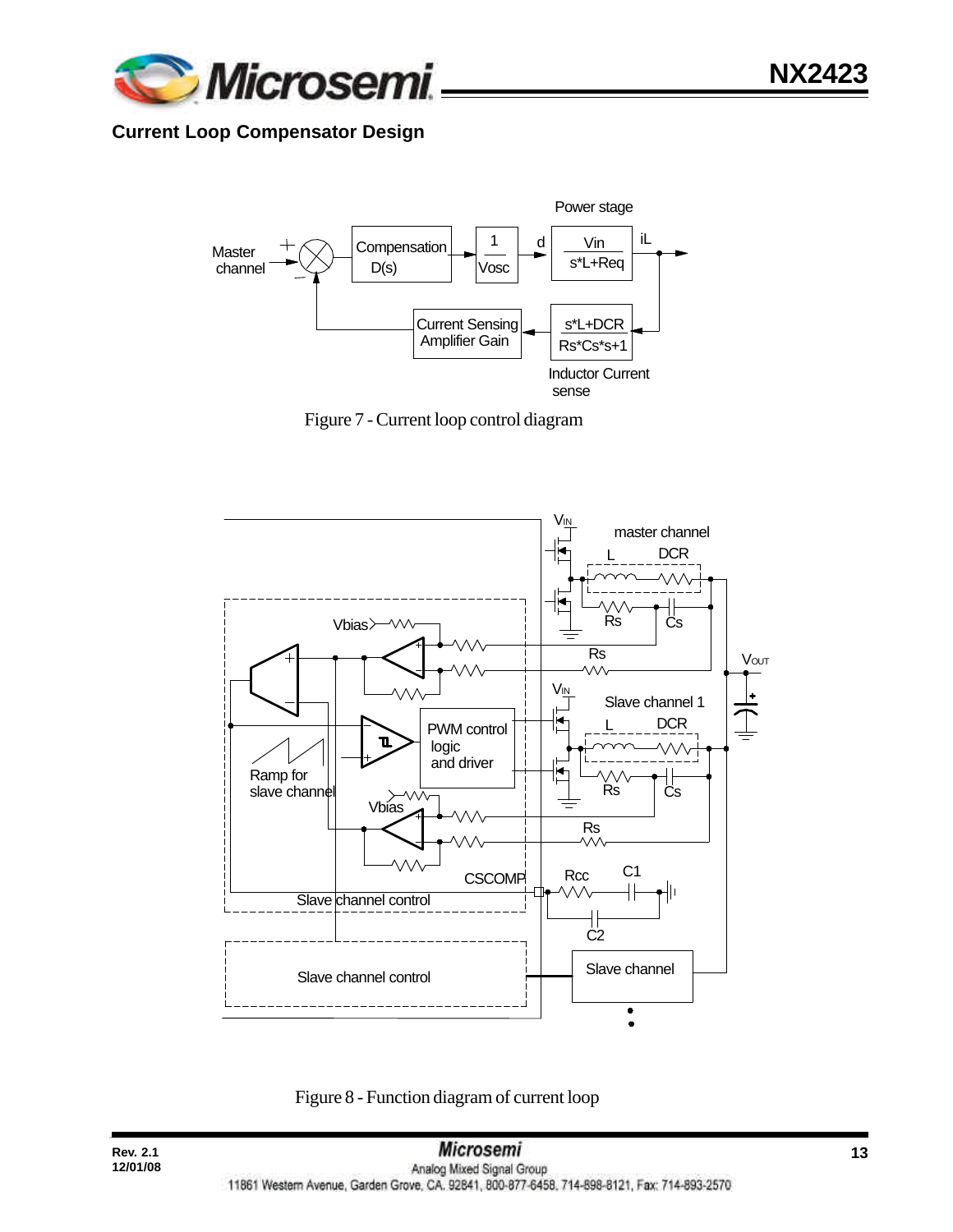### Current Loop Compensator Design

Figure 7 - Current loop control diagram

Figure 8 - Function diagram of current loop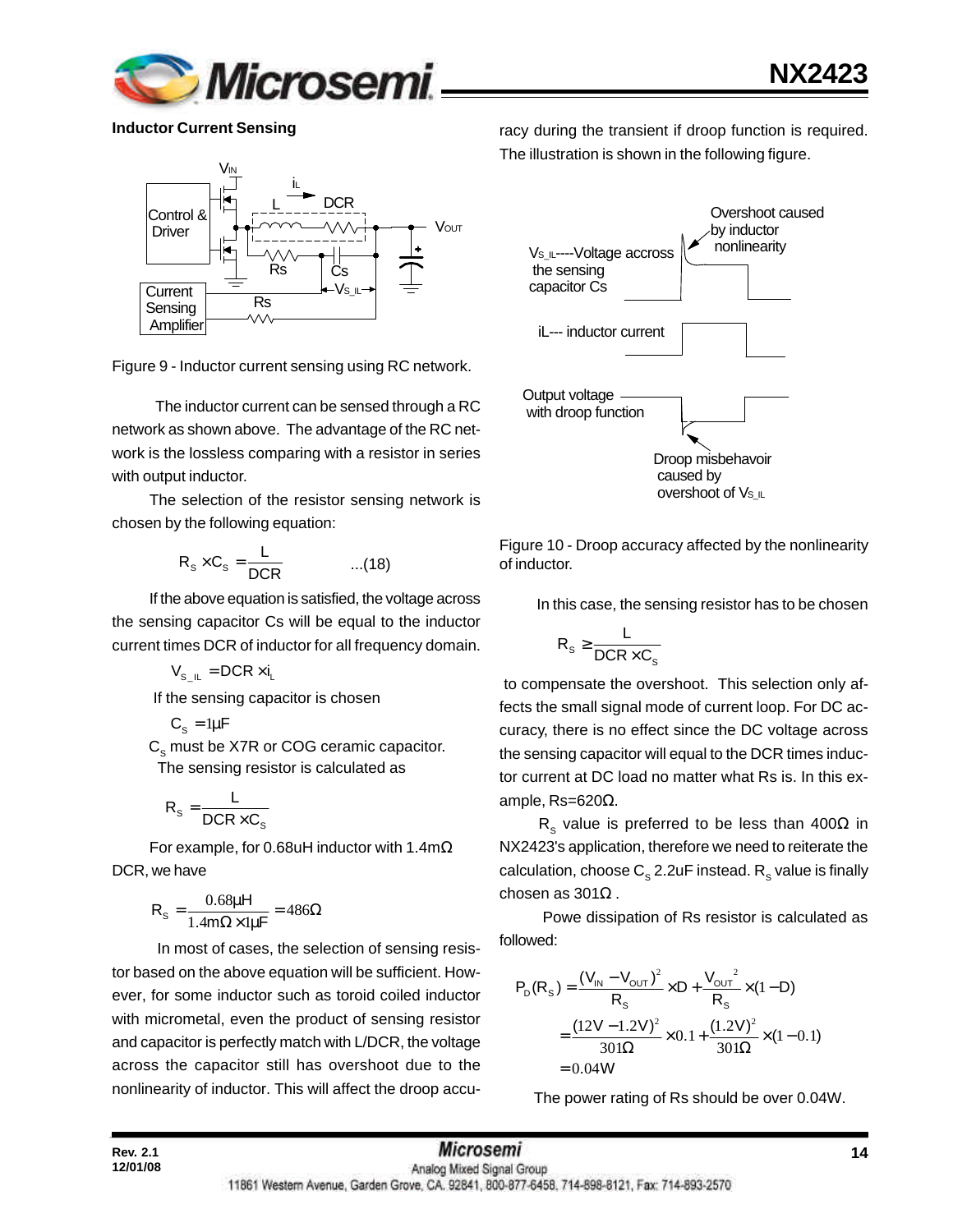### Inductor Current Sensing

Figure 9 - Inductor current sensing using RC network.

The inductor current can be sensed through a RC network as shown above. The advantage of the RC network is the lossless comparing with a resistor in series with output inductor.

The selection of the resistor sensing network is chosen by the following equation:

$$R_S \times C_S = \frac{L}{DCR} \qquad ...(18)$$

If the above equation is satisfied, the voltage across the sensing capacitor Cs will be equal to the inductor current times DCR of inductor for all frequency domain.

$$V_{S\_IL} = DCR \times i_L$$

If the sensing capacitor is chosen

$$C_S = 1\mu F$$

$C_S$ must be X7R or COG ceramic capacitor.

The sensing resistor is calculated as

$$R_S = \frac{L}{DCR \times C_S}$$

For example, for 0.68uH inductor with 1.4mΩ DCR, we have

$$R_S = \frac{0.68\mu H}{1.4m\Omega \times 1\mu F} = 486\Omega$$

In most of cases, the selection of sensing resistor based on the above equation will be sufficient. However, for some inductor such as toroid coiled inductor with micrometal, even the product of sensing resistor and capacitor is perfectly match with L/DCR, the voltage across the capacitor still has overshoot due to the nonlinearity of inductor. This will affect the droop accuracy during the transient if droop function is required. The illustration is shown in the following figure.

Figure 10 - Droop accuracy affected by the nonlinearity of inductor.

In this case, the sensing resistor has to be chosen

$$R_S \geq \frac{L}{DCR \times C_S}$$

to compensate the overshoot. This selection only affects the small signal mode of current loop. For DC accuracy, there is no effect since the DC voltage across the sensing capacitor will equal to the DCR times inductor current at DC load no matter what Rs is. In this example, Rs=620Ω.

$R_S$ value is preferred to be less than 400Ω in NX2423's application, therefore we need to reiterate the calculation, choose $C_S$ 2.2uF instead. $R_S$ value is finally chosen as 301Ω .

Powe dissipation of Rs resistor is calculated as followed:

$$P_D(R_S) = \frac{(V_{IN} - V_{OUT})^2}{R_S} \times D + \frac{V_{OUT}^{\ 2}}{R_S} \times (1 - D)$$

$$= \frac{(12V - 1.2V)^2}{301\Omega} \times 0.1 + \frac{(1.2V)^2}{301\Omega} \times (1 - 0.1)$$

$$= 0.04W$$

The power rating of Rs should be over 0.04W.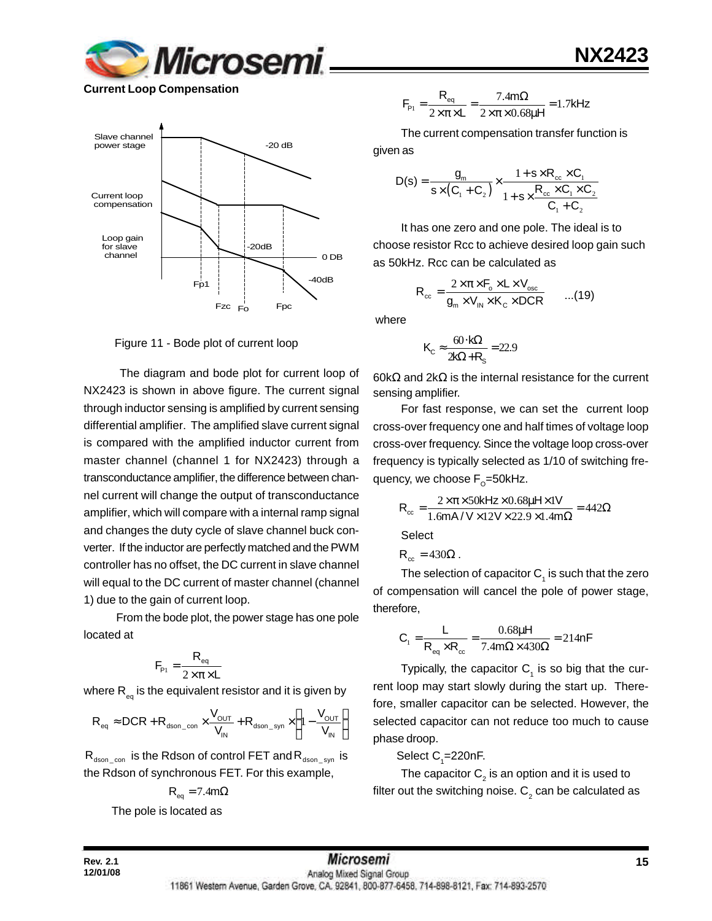## Current Loop Compensation

Figure 11 - Bode plot of current loop

The diagram and bode plot for current loop of NX2423 is shown in above figure. The current signal through inductor sensing is amplified by current sensing differential amplifier. The amplified slave current signal is compared with the amplified inductor current from master channel (channel 1 for NX2423) through a transconductance amplifier, the difference between channel current will change the output of transconductance amplifier, which will compare with a internal ramp signal and changes the duty cycle of slave channel buck converter. If the inductor are perfectly matched and the PWM controller has no offset, the DC current in slave channel will equal to the DC current of master channel (channel 1) due to the gain of current loop.

From the bode plot, the power stage has one pole located at

$$F_{P1} = \frac{R_{eq}}{2 \times \pi \times L}$$

where $R_{eq}$ is the equivalent resistor and it is given by

$$R_{eq} \approx DCR + R_{dson\_con} \times \frac{V_{OUT}}{V_{IN}} + R_{dson\_syn} \times \left(1 - \frac{V_{OUT}}{V_{IN}}\right)$$

$R_{dson\_con}$ is the Rdson of control FET and $R_{dson\_syn}$ is the Rdson of synchronous FET. For this example,

$$R_{eq} = 7.4m\Omega$$

The pole is located as

$$F_{P1} = \frac{R_{eq}}{2 \times \pi \times L} = \frac{7.4m\Omega}{2 \times \pi \times 0.68\mu H} = 1.7kHz$$

The current compensation transfer function is given as

$$D(s) = \frac{g_m}{s \times (C_1 + C_2)} \times \frac{1 + s \times R_{cc} \times C_1}{1 + s \times \frac{R_{cc} \times C_1 \times C_2}{C_1 + C_2}}$$

It has one zero and one pole. The ideal is to choose resistor Rcc to achieve desired loop gain such as 50kHz. Rcc can be calculated as

$$R_{cc} = \frac{2 \times \pi \times F_o \times L \times V_{osc}}{g_m \times V_{IN} \times K_C \times DCR} \quad ...(19)$$

where

$$K_C \approx \frac{60 \cdot k\Omega}{2k\Omega + R_S} = 22.9$$

60kΩ and 2kΩ is the internal resistance for the current sensing amplifier.

For fast response, we can set the current loop cross-over frequency one and half times of voltage loop cross-over frequency. Since the voltage loop cross-over frequency is typically selected as 1/10 of switching frequency, we choose $F_O$=50kHz.

$$R_{cc} = \frac{2 \times \pi \times 50kHz \times 0.68\mu H \times 1V}{1.6mA/V \times 12V \times 22.9 \times 1.4m\Omega} = 442\Omega$$

Select

$R_{cc} = 430\Omega$.

The selection of capacitor $C_1$ is such that the zero of compensation will cancel the pole of power stage, therefore,

$$C_1 = \frac{L}{R_{eq} \times R_{cc}} = \frac{0.68\mu H}{7.4m\Omega \times 430\Omega} = 214nF$$

Typically, the capacitor $C_1$ is so big that the current loop may start slowly during the start up. Therefore, smaller capacitor can be selected. However, the selected capacitor can not reduce too much to cause phase droop.

Select $C_1$=220nF.

The capacitor $C_2$ is an option and it is used to filter out the switching noise. $C_2$ can be calculated as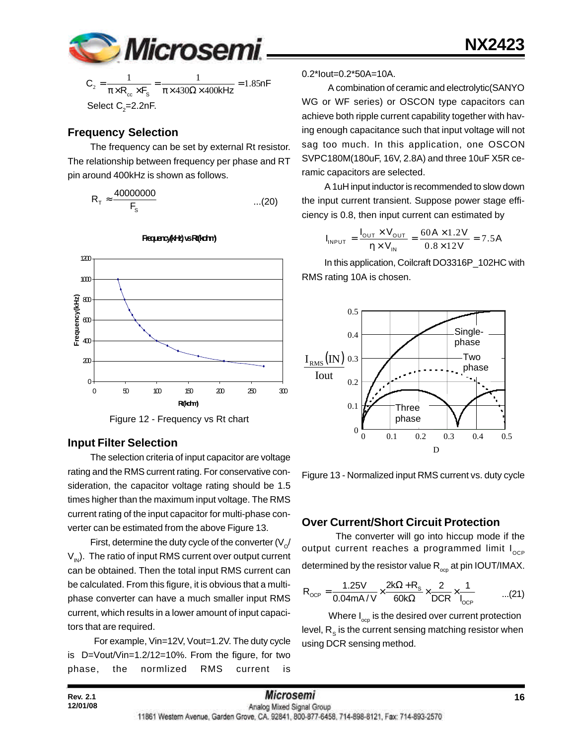$$C_2 = \frac{1}{\pi \times R_{cc} \times F_S} = \frac{1}{\pi \times 430\Omega \times 400kHz} = 1.85nF$$

Select $C_2$=2.2nF.

## Frequency Selection

The frequency can be set by external Rt resistor. The relationship between frequency per phase and RT pin around 400kHz is shown as follows.

$$R_T \approx \frac{40000000}{F_S} \qquad ...(20)$$

Figure 12 - Frequency vs Rt chart

## Input Filter Selection

The selection criteria of input capacitor are voltage rating and the RMS current rating. For conservative consideration, the capacitor voltage rating should be 1.5 times higher than the maximum input voltage. The RMS current rating of the input capacitor for multi-phase converter can be estimated from the above Figure 13.

First, determine the duty cycle of the converter ($V_o$/ $V_{IN}$). The ratio of input RMS current over output current can be obtained. Then the total input RMS current can be calculated. From this figure, it is obvious that a multi-phase converter can have a much smaller input RMS current, which results in a lower amount of input capacitors that are required.

For example, Vin=12V, Vout=1.2V. The duty cycle is D=Vout/Vin=1.2/12=10%. From the figure, for two phase, the normlized RMS current is 0.2*Iout=0.2*50A=10A.

A combination of ceramic and electrolytic(SANYO WG or WF series) or OSCON type capacitors can achieve both ripple current capability together with having enough capacitance such that input voltage will not sag too much. In this application, one OSCON SVPC180M(180uF, 16V, 2.8A) and three 10uF X5R ceramic capacitors are selected.

A 1uH input inductor is recommended to slow down the input current transient. Suppose power stage efficiency is 0.8, then input current can estimated by

$$I_{INPUT} = \frac{I_{OUT} \times V_{OUT}}{\eta \times V_{IN}} = \frac{60A \times 1.2V}{0.8 \times 12V} = 7.5A$$

In this application, Coilcraft DO3316P_102HC with RMS rating 10A is chosen.

Figure 13 - Normalized input RMS current vs. duty cycle

## Over Current/Short Circuit Protection

The converter will go into hiccup mode if the output current reaches a programmed limit $I_{OCP}$ determined by the resistor value $R_{ocp}$ at pin IOUT/IMAX.

$$R_{OCP} = \frac{1.25V}{0.04mA/V} \times \frac{2k\Omega + R_S}{60k\Omega} \times \frac{2}{DCR} \times \frac{1}{I_{OCP}} \qquad ...(21)$$

Where $I_{ocp}$ is the desired over current protection level, $R_S$ is the current sensing matching resistor when using DCR sensing method.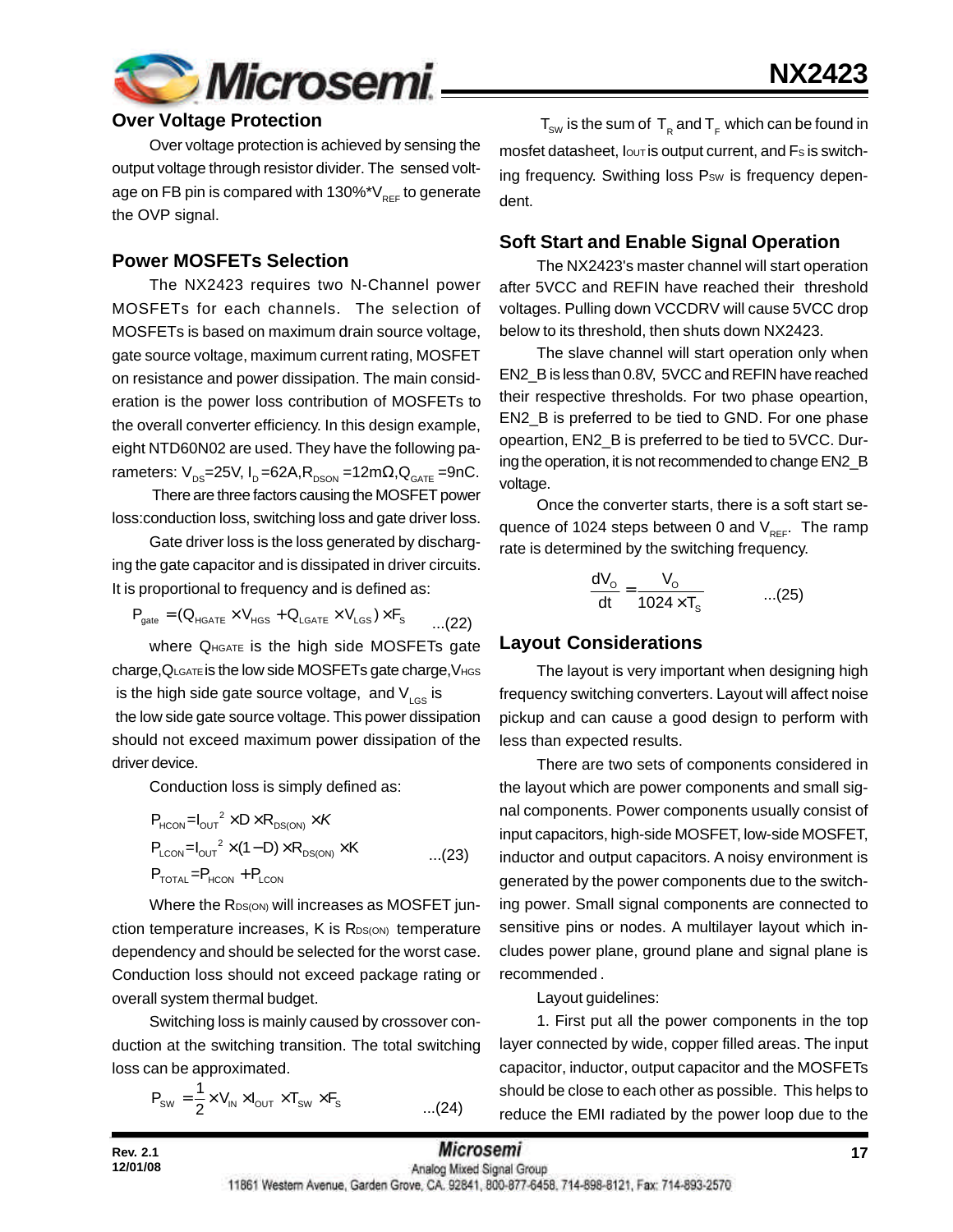## Over Voltage Protection

Over voltage protection is achieved by sensing the output voltage through resistor divider. The sensed voltage on FB pin is compared with 130%*$V_{REF}$ to generate the OVP signal.

## Power MOSFETs Selection

The NX2423 requires two N-Channel power MOSFETs for each channels. The selection of MOSFETs is based on maximum drain source voltage, gate source voltage, maximum current rating, MOSFET on resistance and power dissipation. The main consideration is the power loss contribution of MOSFETs to the overall converter efficiency. In this design example, eight NTD60N02 are used. They have the following parameters: $V_{DS}$=25V, $I_D$=62A,$R_{DSON}$ =12mΩ,$Q_{GATE}$ =9nC.

There are three factors causing the MOSFET power loss:conduction loss, switching loss and gate driver loss.

Gate driver loss is the loss generated by discharging the gate capacitor and is dissipated in driver circuits. It is proportional to frequency and is defined as:

$$P_{gate} = (Q_{HGATE} \times V_{HGS} + Q_{LGATE} \times V_{LGS}) \times F_S \quad ...(22)$$

where $Q_{HGATE}$ is the high side MOSFETs gate charge,$Q_{LGATE}$ is the low side MOSFETs gate charge,$V_{HGS}$ is the high side gate source voltage, and $V_{LGS}$ is the low side gate source voltage. This power dissipation should not exceed maximum power dissipation of the driver device.

Conduction loss is simply defined as:

$$\begin{aligned}
P_{HCON} &= I_{OUT}^2 \times D \times R_{DS(ON)} \times K \\
P_{LCON} &= I_{OUT}^2 \times (1-D) \times R_{DS(ON)} \times K \\
P_{TOTAL} &= P_{HCON} + P_{LCON}
\end{aligned} \quad ...(23)$$

Where the $R_{DS(ON)}$ will increases as MOSFET junction temperature increases, K is $R_{DS(ON)}$ temperature dependency and should be selected for the worst case. Conduction loss should not exceed package rating or overall system thermal budget.

Switching loss is mainly caused by crossover conduction at the switching transition. The total switching loss can be approximated.

$$P_{SW} = \frac{1}{2} \times V_{IN} \times I_{OUT} \times T_{SW} \times F_S \quad ...(24)$$

$T_{SW}$ is the sum of $T_R$ and $T_F$ which can be found in mosfet datasheet, $I_{OUT}$ is output current, and $F_S$ is switching frequency. Swithing loss $P_{SW}$ is frequency dependent.

## Soft Start and Enable Signal Operation

The NX2423's master channel will start operation after 5VCC and REFIN have reached their threshold voltages. Pulling down VCCDRV will cause 5VCC drop below to its threshold, then shuts down NX2423.

The slave channel will start operation only when EN2_B is less than 0.8V, 5VCC and REFIN have reached their respective thresholds. For two phase opeartion, EN2_B is preferred to be tied to GND. For one phase opeartion, EN2_B is preferred to be tied to 5VCC. During the operation, it is not recommended to change EN2_B voltage.

Once the converter starts, there is a soft start sequence of 1024 steps between 0 and $V_{REF}$. The ramp rate is determined by the switching frequency.

$$\frac{dV_O}{dt} = \frac{V_O}{1024 \times T_S} \quad ...(25)$$

## Layout Considerations

The layout is very important when designing high frequency switching converters. Layout will affect noise pickup and can cause a good design to perform with less than expected results.

There are two sets of components considered in the layout which are power components and small signal components. Power components usually consist of input capacitors, high-side MOSFET, low-side MOSFET, inductor and output capacitors. A noisy environment is generated by the power components due to the switching power. Small signal components are connected to sensitive pins or nodes. A multilayer layout which includes power plane, ground plane and signal plane is recommended .

Layout guidelines:

1. First put all the power components in the top layer connected by wide, copper filled areas. The input capacitor, inductor, output capacitor and the MOSFETs should be close to each other as possible. This helps to reduce the EMI radiated by the power loop due to the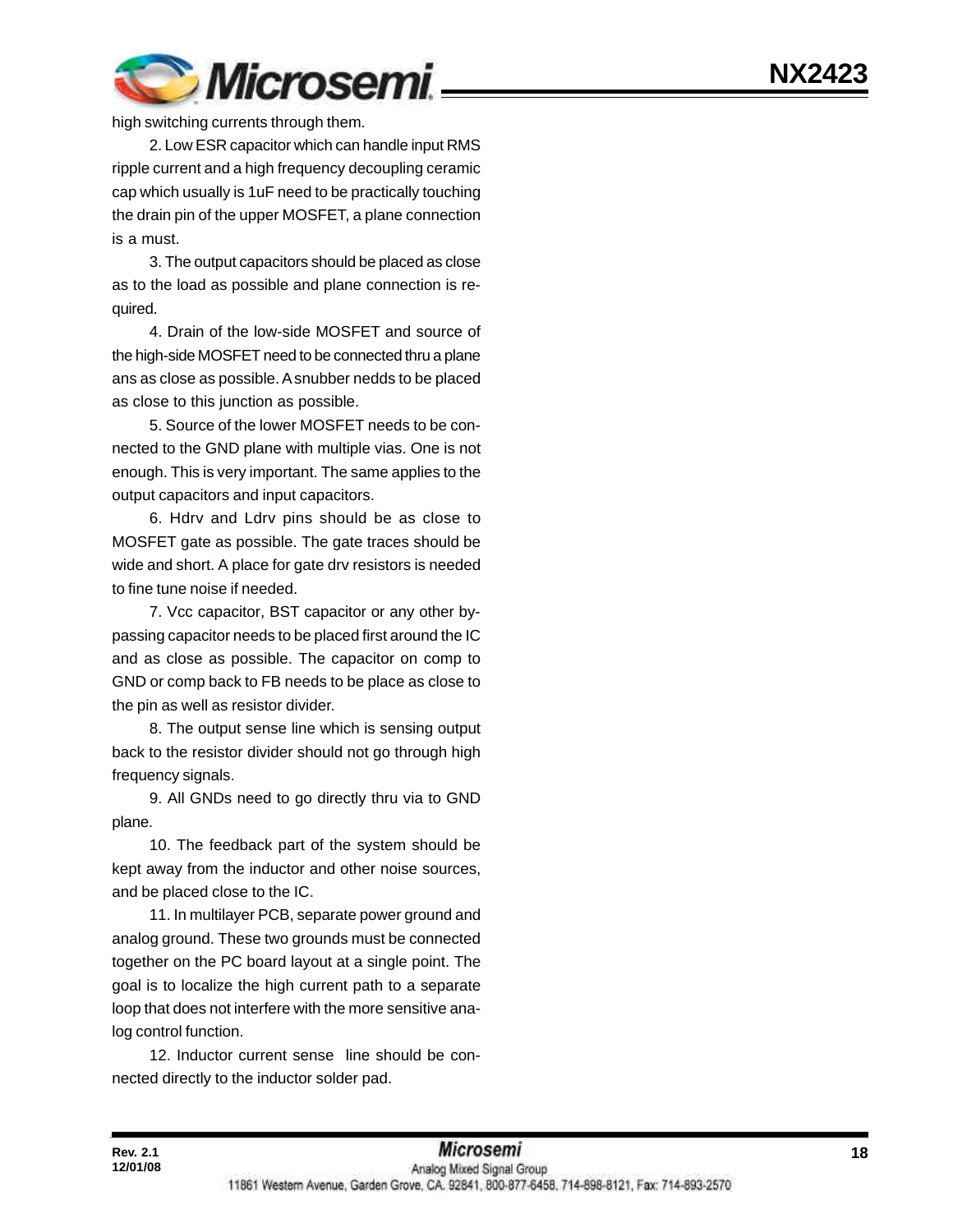high switching currents through them.

2. Low ESR capacitor which can handle input RMS ripple current and a high frequency decoupling ceramic cap which usually is 1uF need to be practically touching the drain pin of the upper MOSFET, a plane connection is a must.

3. The output capacitors should be placed as close as to the load as possible and plane connection is required.

4. Drain of the low-side MOSFET and source of the high-side MOSFET need to be connected thru a plane ans as close as possible. A snubber nedds to be placed as close to this junction as possible.

5. Source of the lower MOSFET needs to be connected to the GND plane with multiple vias. One is not enough. This is very important. The same applies to the output capacitors and input capacitors.

6. Hdrv and Ldrv pins should be as close to MOSFET gate as possible. The gate traces should be wide and short. A place for gate drv resistors is needed to fine tune noise if needed.

7. Vcc capacitor, BST capacitor or any other bypassing capacitor needs to be placed first around the IC and as close as possible. The capacitor on comp to GND or comp back to FB needs to be place as close to the pin as well as resistor divider.

8. The output sense line which is sensing output back to the resistor divider should not go through high frequency signals.

9. All GNDs need to go directly thru via to GND plane.

10. The feedback part of the system should be kept away from the inductor and other noise sources, and be placed close to the IC.

11. In multilayer PCB, separate power ground and analog ground. These two grounds must be connected together on the PC board layout at a single point. The goal is to localize the high current path to a separate loop that does not interfere with the more sensitive analog control function.

12. Inductor current sense line should be connected directly to the inductor solder pad.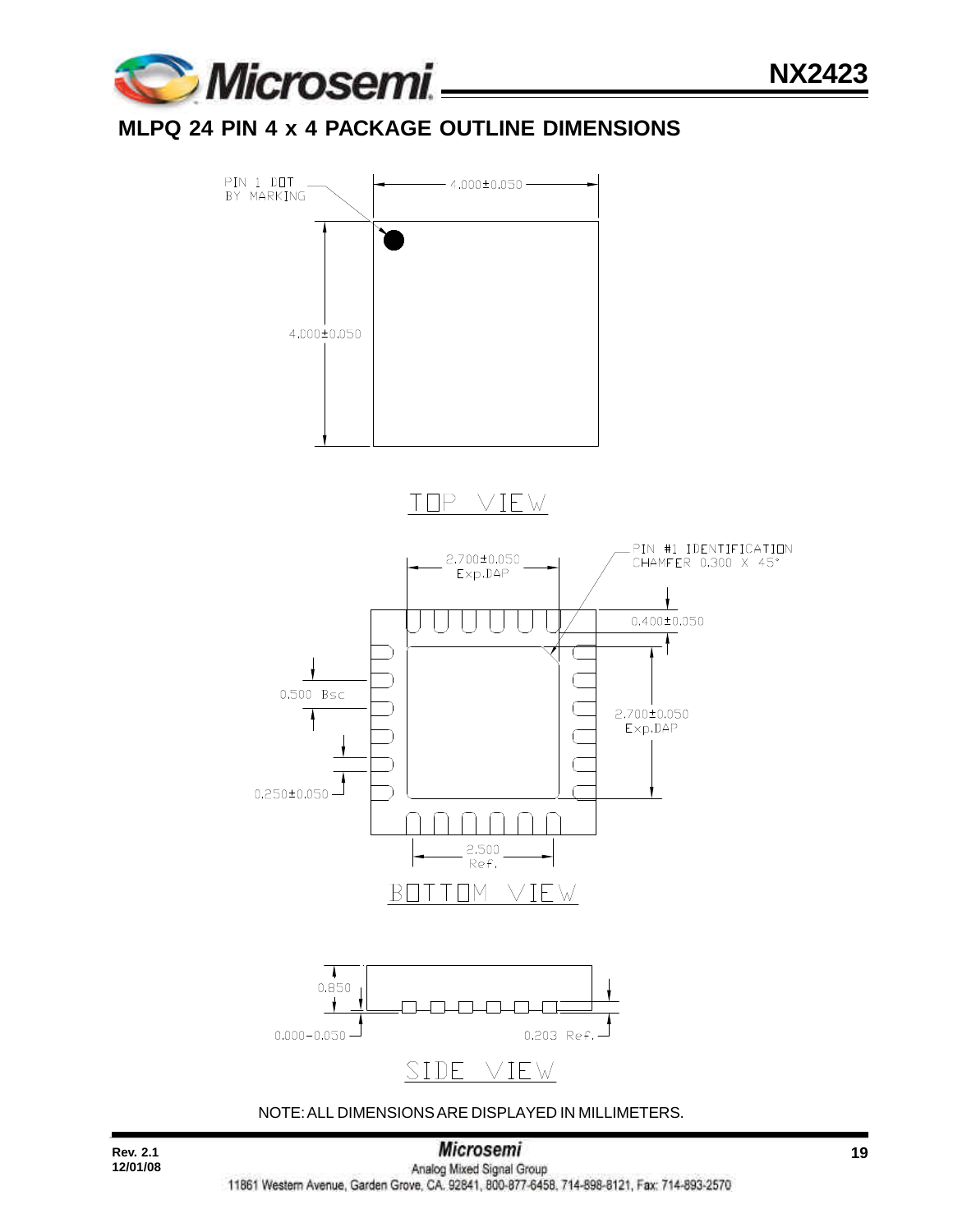## MLPQ 24 PIN 4 x 4 PACKAGE OUTLINE DIMENSIONS

PIN 1 DOT BY MARKING

4.000±0.050

4.000±0.050

TOP VIEW

PIN #1 IDENTIFICATION CHAMFER 0.300 X 45°

2.700±0.050 Exp.DAP

0.400±0.050

0.500 Bsc

2.700±0.050 Exp.DAP

0.250±0.050

2.500 Ref.

BOTTOM VIEW

0.850

0.000−0.050

0.203 Ref.

SIDE VIEW

NOTE: ALL DIMENSIONS ARE DISPLAYED IN MILLIMETERS.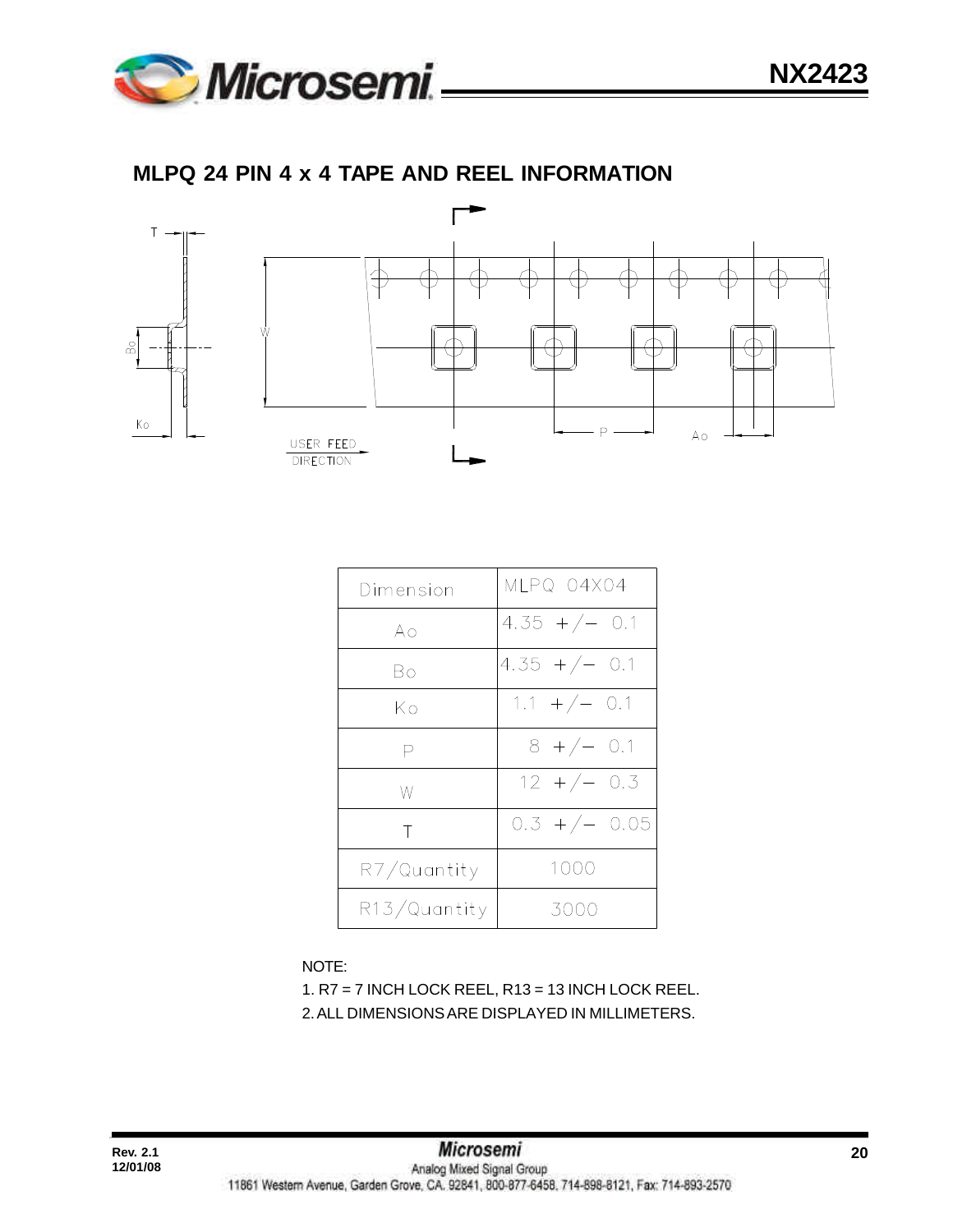## MLPQ 24 PIN 4 x 4 TAPE AND REEL INFORMATION

T

Bo

Ko

W

USER FEED DIRECTION

P

Ao

| Dimension | MLPQ 04X04 |
|---|---|
| Ao | 4.35 +/- 0.1 |
| Bo | 4.35 +/- 0.1 |
| Ko | 1.1 +/- 0.1 |
| P | 8 +/- 0.1 |
| W | 12 +/- 0.3 |
| T | 0.3 +/- 0.05 |
| R7/Quantity | 1000 |
| R13/Quantity | 3000 |

NOTE:

1. R7 = 7 INCH LOCK REEL, R13 = 13 INCH LOCK REEL.
2. ALL DIMENSIONS ARE DISPLAYED IN MILLIMETERS.